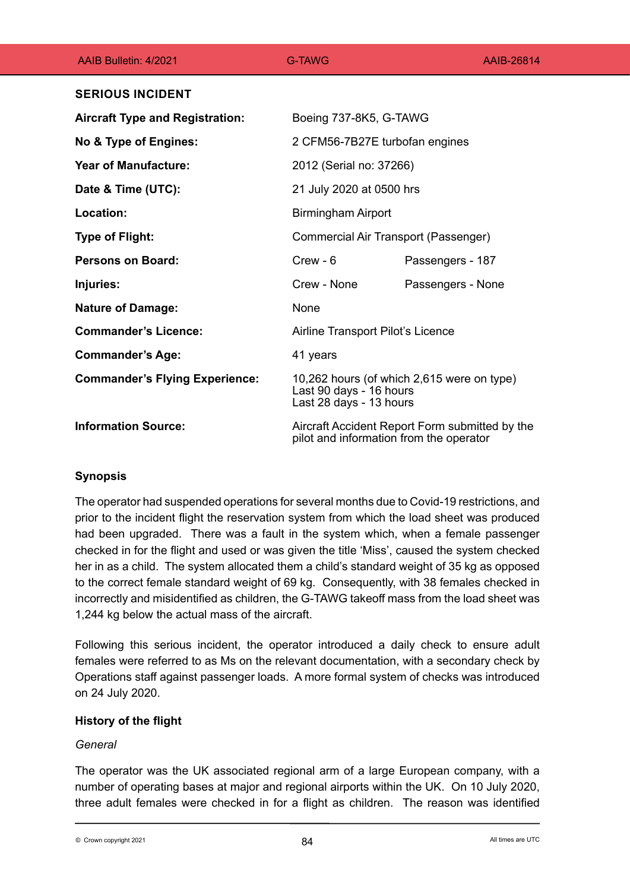## SERIOUS INCIDENT

| | | |
|---|---|---|
| **Aircraft Type and Registration:** | Boeing 737-8K5, G-TAWG | |
| **No & Type of Engines:** | 2 CFM56-7B27E turbofan engines | |
| **Year of Manufacture:** | 2012 (Serial no: 37266) | |
| **Date & Time (UTC):** | 21 July 2020 at 0500 hrs | |
| **Location:** | Birmingham Airport | |
| **Type of Flight:** | Commercial Air Transport (Passenger) | |
| **Persons on Board:** | Crew - 6 | Passengers - 187 |
| **Injuries:** | Crew - None | Passengers - None |
| **Nature of Damage:** | None | |
| **Commander's Licence:** | Airline Transport Pilot's Licence | |
| **Commander's Age:** | 41 years | |
| **Commander's Flying Experience:** | 10,262 hours (of which 2,615 were on type)<br>Last 90 days - 16 hours<br>Last 28 days - 13 hours | |
| **Information Source:** | Aircraft Accident Report Form submitted by the pilot and information from the operator | |

### Synopsis

The operator had suspended operations for several months due to Covid-19 restrictions, and prior to the incident flight the reservation system from which the load sheet was produced had been upgraded. There was a fault in the system which, when a female passenger checked in for the flight and used or was given the title 'Miss', caused the system checked her in as a child. The system allocated them a child's standard weight of 35 kg as opposed to the correct female standard weight of 69 kg. Consequently, with 38 females checked in incorrectly and misidentified as children, the G-TAWG takeoff mass from the load sheet was 1,244 kg below the actual mass of the aircraft.

Following this serious incident, the operator introduced a daily check to ensure adult females were referred to as Ms on the relevant documentation, with a secondary check by Operations staff against passenger loads. A more formal system of checks was introduced on 24 July 2020.

### History of the flight

*General*

The operator was the UK associated regional arm of a large European company, with a number of operating bases at major and regional airports within the UK. On 10 July 2020, three adult females were checked in for a flight as children. The reason was identified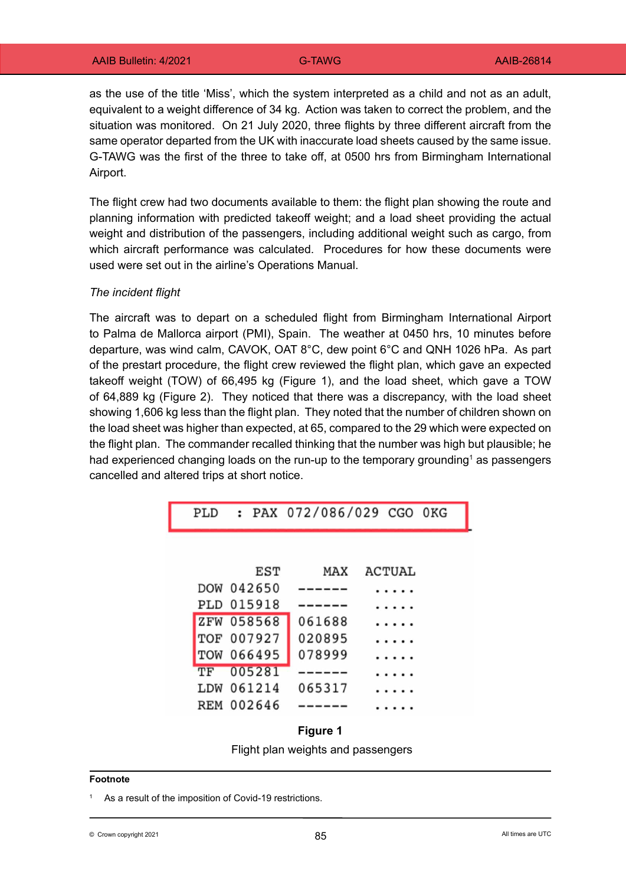as the use of the title 'Miss', which the system interpreted as a child and not as an adult, equivalent to a weight difference of 34 kg. Action was taken to correct the problem, and the situation was monitored. On 21 July 2020, three flights by three different aircraft from the same operator departed from the UK with inaccurate load sheets caused by the same issue. G-TAWG was the first of the three to take off, at 0500 hrs from Birmingham International Airport.

The flight crew had two documents available to them: the flight plan showing the route and planning information with predicted takeoff weight; and a load sheet providing the actual weight and distribution of the passengers, including additional weight such as cargo, from which aircraft performance was calculated. Procedures for how these documents were used were set out in the airline's Operations Manual.

*The incident flight*

The aircraft was to depart on a scheduled flight from Birmingham International Airport to Palma de Mallorca airport (PMI), Spain. The weather at 0450 hrs, 10 minutes before departure, was wind calm, CAVOK, OAT 8°C, dew point 6°C and QNH 1026 hPa. As part of the prestart procedure, the flight crew reviewed the flight plan, which gave an expected takeoff weight (TOW) of 66,495 kg (Figure 1), and the load sheet, which gave a TOW of 64,889 kg (Figure 2). They noticed that there was a discrepancy, with the load sheet showing 1,606 kg less than the flight plan. They noted that the number of children shown on the load sheet was higher than expected, at 65, compared to the 29 which were expected on the flight plan. The commander recalled thinking that the number was high but plausible; he had experienced changing loads on the run-up to the temporary grounding[1] as passengers cancelled and altered trips at short notice.

```
PLD   : PAX 072/086/029 CGO 0KG


        EST      MAX    ACTUAL
DOW 042650  ------   .....
PLD 015918  ------   .....
ZFW 058568  061688   .....
TOF 007927  020895   .....
TOW 066495  078999   .....
TF  005281  ------   .....
LDW 061214  065317   .....
REM 002646  ------   .....
```

**Figure 1**

Flight plan weights and passengers

---

**Footnote**

[1] As a result of the imposition of Covid-19 restrictions.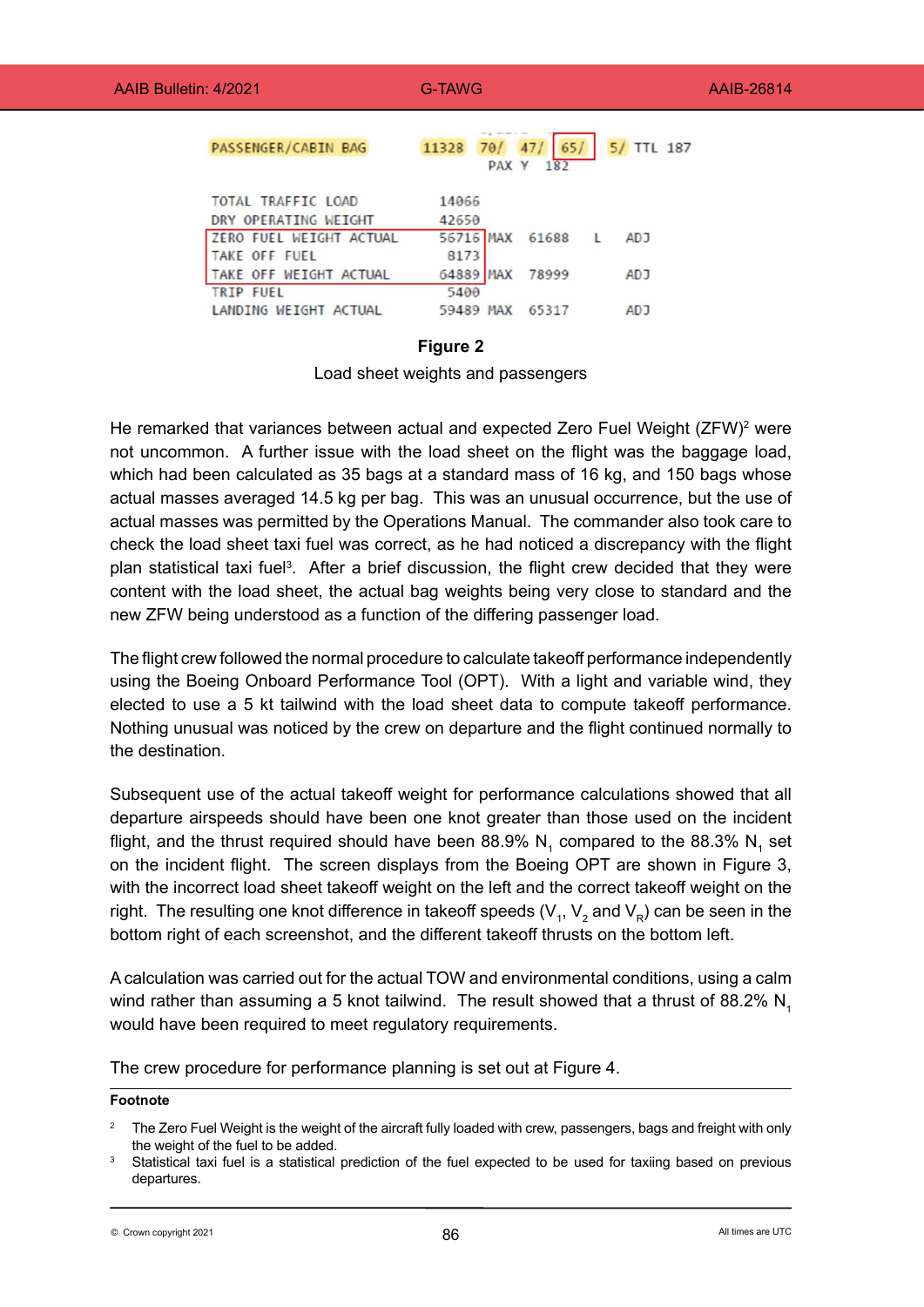```
PASSENGER/CABIN BAG     11328  70/  47/  65/   5/ TTL 187
                              PAX Y  182

TOTAL TRAFFIC LOAD      14066
DRY OPERATING WEIGHT    42650
ZERO FUEL WEIGHT ACTUAL 56716 MAX  61688   L   ADJ
TAKE OFF FUEL            8173
TAKE OFF WEIGHT ACTUAL  64889 MAX  78999       ADJ
TRIP FUEL                5400
LANDING WEIGHT ACTUAL   59489 MAX  65317       ADJ
```

**Figure 2**

Load sheet weights and passengers

He remarked that variances between actual and expected Zero Fuel Weight (ZFW)[2] were not uncommon. A further issue with the load sheet on the flight was the baggage load, which had been calculated as 35 bags at a standard mass of 16 kg, and 150 bags whose actual masses averaged 14.5 kg per bag. This was an unusual occurrence, but the use of actual masses was permitted by the Operations Manual. The commander also took care to check the load sheet taxi fuel was correct, as he had noticed a discrepancy with the flight plan statistical taxi fuel[3]. After a brief discussion, the flight crew decided that they were content with the load sheet, the actual bag weights being very close to standard and the new ZFW being understood as a function of the differing passenger load.

The flight crew followed the normal procedure to calculate takeoff performance independently using the Boeing Onboard Performance Tool (OPT). With a light and variable wind, they elected to use a 5 kt tailwind with the load sheet data to compute takeoff performance. Nothing unusual was noticed by the crew on departure and the flight continued normally to the destination.

Subsequent use of the actual takeoff weight for performance calculations showed that all departure airspeeds should have been one knot greater than those used on the incident flight, and the thrust required should have been 88.9% $N_1$ compared to the 88.3% $N_1$ set on the incident flight. The screen displays from the Boeing OPT are shown in Figure 3, with the incorrect load sheet takeoff weight on the left and the correct takeoff weight on the right. The resulting one knot difference in takeoff speeds ($V_1$, $V_2$ and $V_R$) can be seen in the bottom right of each screenshot, and the different takeoff thrusts on the bottom left.

A calculation was carried out for the actual TOW and environmental conditions, using a calm wind rather than assuming a 5 knot tailwind. The result showed that a thrust of 88.2% $N_1$ would have been required to meet regulatory requirements.

The crew procedure for performance planning is set out at Figure 4.

**Footnote**

[2] The Zero Fuel Weight is the weight of the aircraft fully loaded with crew, passengers, bags and freight with only the weight of the fuel to be added.

[3] Statistical taxi fuel is a statistical prediction of the fuel expected to be used for taxiing based on previous departures.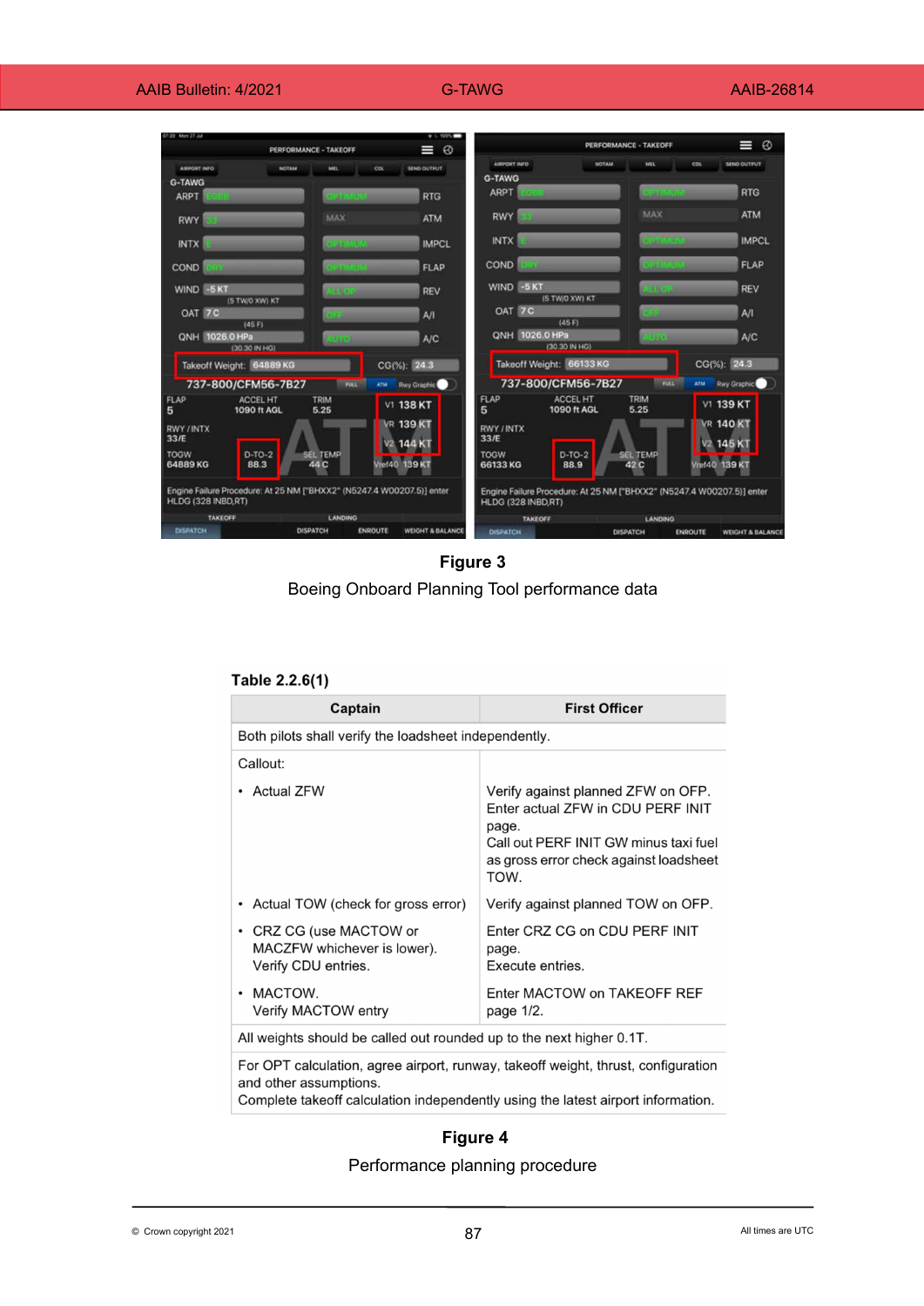**Figure 3**

Boeing Onboard Planning Tool performance data

**Table 2.2.6(1)**

| Captain | First Officer |
|---|---|
| Both pilots shall verify the loadsheet independently. | |
| Callout: | |
| • Actual ZFW | Verify against planned ZFW on OFP.<br>Enter actual ZFW in CDU PERF INIT page.<br>Call out PERF INIT GW minus taxi fuel as gross error check against loadsheet TOW. |
| • Actual TOW (check for gross error) | Verify against planned TOW on OFP. |
| • CRZ CG (use MACTOW or MACZFW whichever is lower).<br>Verify CDU entries. | Enter CRZ CG on CDU PERF INIT page.<br>Execute entries. |
| • MACTOW.<br>Verify MACTOW entry | Enter MACTOW on TAKEOFF REF page 1/2. |
| All weights should be called out rounded up to the next higher 0.1T. | |
| For OPT calculation, agree airport, runway, takeoff weight, thrust, configuration and other assumptions.<br>Complete takeoff calculation independently using the latest airport information. | |

**Figure 4**

Performance planning procedure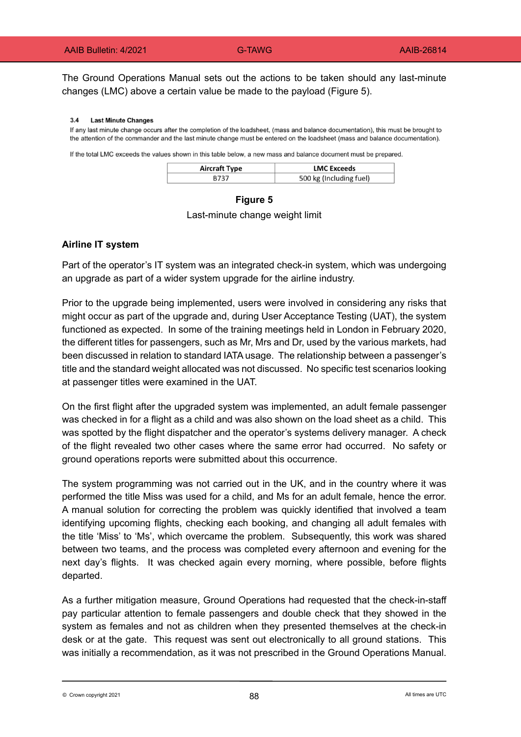The Ground Operations Manual sets out the actions to be taken should any last-minute changes (LMC) above a certain value be made to the payload (Figure 5).

**3.4 Last Minute Changes**

If any last minute change occurs after the completion of the loadsheet, (mass and balance documentation), this must be brought to the attention of the commander and the last minute change must be entered on the loadsheet (mass and balance documentation).

If the total LMC exceeds the values shown in this table below, a new mass and balance document must be prepared.

| Aircraft Type | LMC Exceeds |
|---|---|
| B737 | 500 kg (Including fuel) |

**Figure 5**

Last-minute change weight limit

### Airline IT system

Part of the operator's IT system was an integrated check-in system, which was undergoing an upgrade as part of a wider system upgrade for the airline industry.

Prior to the upgrade being implemented, users were involved in considering any risks that might occur as part of the upgrade and, during User Acceptance Testing (UAT), the system functioned as expected. In some of the training meetings held in London in February 2020, the different titles for passengers, such as Mr, Mrs and Dr, used by the various markets, had been discussed in relation to standard IATA usage. The relationship between a passenger's title and the standard weight allocated was not discussed. No specific test scenarios looking at passenger titles were examined in the UAT.

On the first flight after the upgraded system was implemented, an adult female passenger was checked in for a flight as a child and was also shown on the load sheet as a child. This was spotted by the flight dispatcher and the operator's systems delivery manager. A check of the flight revealed two other cases where the same error had occurred. No safety or ground operations reports were submitted about this occurrence.

The system programming was not carried out in the UK, and in the country where it was performed the title Miss was used for a child, and Ms for an adult female, hence the error. A manual solution for correcting the problem was quickly identified that involved a team identifying upcoming flights, checking each booking, and changing all adult females with the title 'Miss' to 'Ms', which overcame the problem. Subsequently, this work was shared between two teams, and the process was completed every afternoon and evening for the next day's flights. It was checked again every morning, where possible, before flights departed.

As a further mitigation measure, Ground Operations had requested that the check-in-staff pay particular attention to female passengers and double check that they showed in the system as females and not as children when they presented themselves at the check-in desk or at the gate. This request was sent out electronically to all ground stations. This was initially a recommendation, as it was not prescribed in the Ground Operations Manual.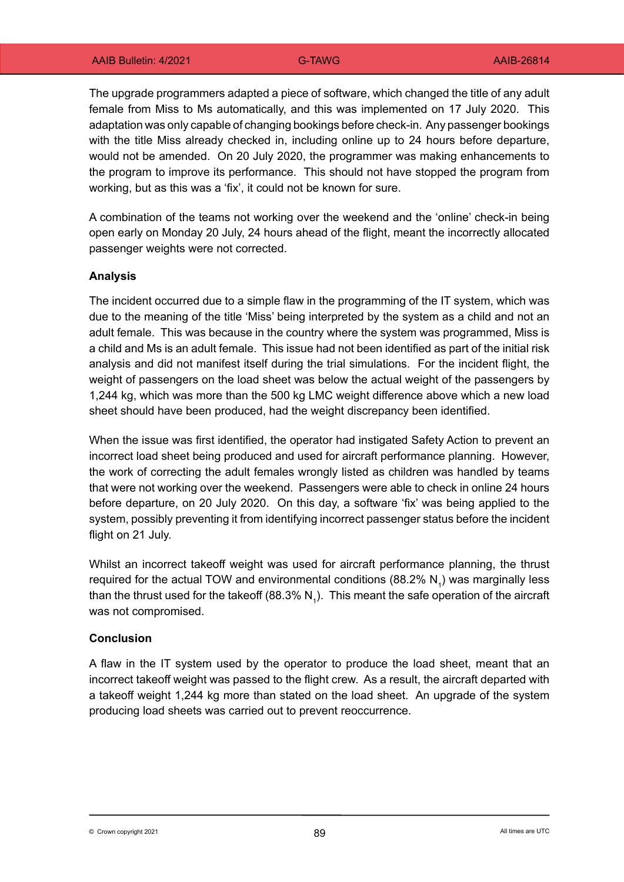The upgrade programmers adapted a piece of software, which changed the title of any adult female from Miss to Ms automatically, and this was implemented on 17 July 2020. This adaptation was only capable of changing bookings before check-in. Any passenger bookings with the title Miss already checked in, including online up to 24 hours before departure, would not be amended. On 20 July 2020, the programmer was making enhancements to the program to improve its performance. This should not have stopped the program from working, but as this was a 'fix', it could not be known for sure.

A combination of the teams not working over the weekend and the 'online' check-in being open early on Monday 20 July, 24 hours ahead of the flight, meant the incorrectly allocated passenger weights were not corrected.

### Analysis

The incident occurred due to a simple flaw in the programming of the IT system, which was due to the meaning of the title 'Miss' being interpreted by the system as a child and not an adult female. This was because in the country where the system was programmed, Miss is a child and Ms is an adult female. This issue had not been identified as part of the initial risk analysis and did not manifest itself during the trial simulations. For the incident flight, the weight of passengers on the load sheet was below the actual weight of the passengers by 1,244 kg, which was more than the 500 kg LMC weight difference above which a new load sheet should have been produced, had the weight discrepancy been identified.

When the issue was first identified, the operator had instigated Safety Action to prevent an incorrect load sheet being produced and used for aircraft performance planning. However, the work of correcting the adult females wrongly listed as children was handled by teams that were not working over the weekend. Passengers were able to check in online 24 hours before departure, on 20 July 2020. On this day, a software 'fix' was being applied to the system, possibly preventing it from identifying incorrect passenger status before the incident flight on 21 July.

Whilst an incorrect takeoff weight was used for aircraft performance planning, the thrust required for the actual TOW and environmental conditions (88.2% $N_1$) was marginally less than the thrust used for the takeoff (88.3% $N_1$). This meant the safe operation of the aircraft was not compromised.

### Conclusion

A flaw in the IT system used by the operator to produce the load sheet, meant that an incorrect takeoff weight was passed to the flight crew. As a result, the aircraft departed with a takeoff weight 1,244 kg more than stated on the load sheet. An upgrade of the system producing load sheets was carried out to prevent reoccurrence.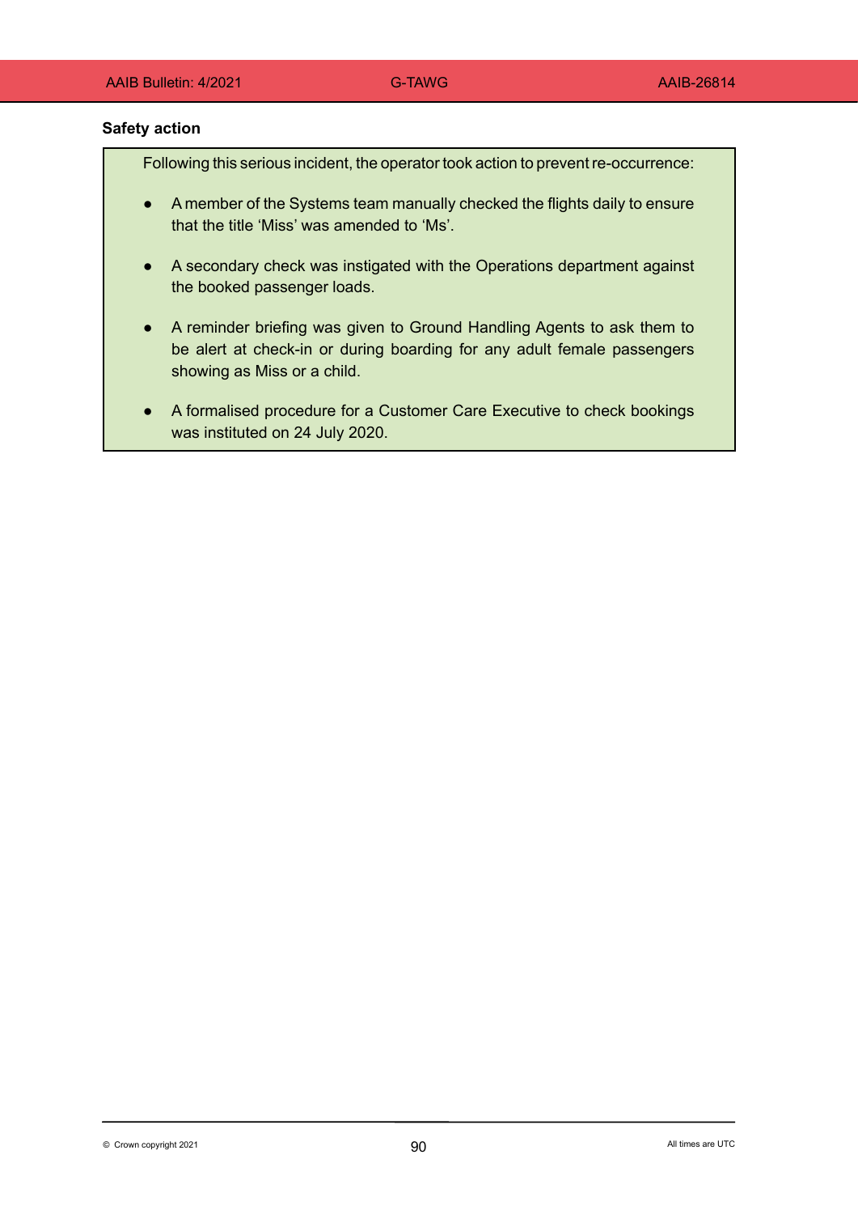**Safety action**

Following this serious incident, the operator took action to prevent re-occurrence:

- A member of the Systems team manually checked the flights daily to ensure that the title 'Miss' was amended to 'Ms'.
- A secondary check was instigated with the Operations department against the booked passenger loads.
- A reminder briefing was given to Ground Handling Agents to ask them to be alert at check-in or during boarding for any adult female passengers showing as Miss or a child.
- A formalised procedure for a Customer Care Executive to check bookings was instituted on 24 July 2020.